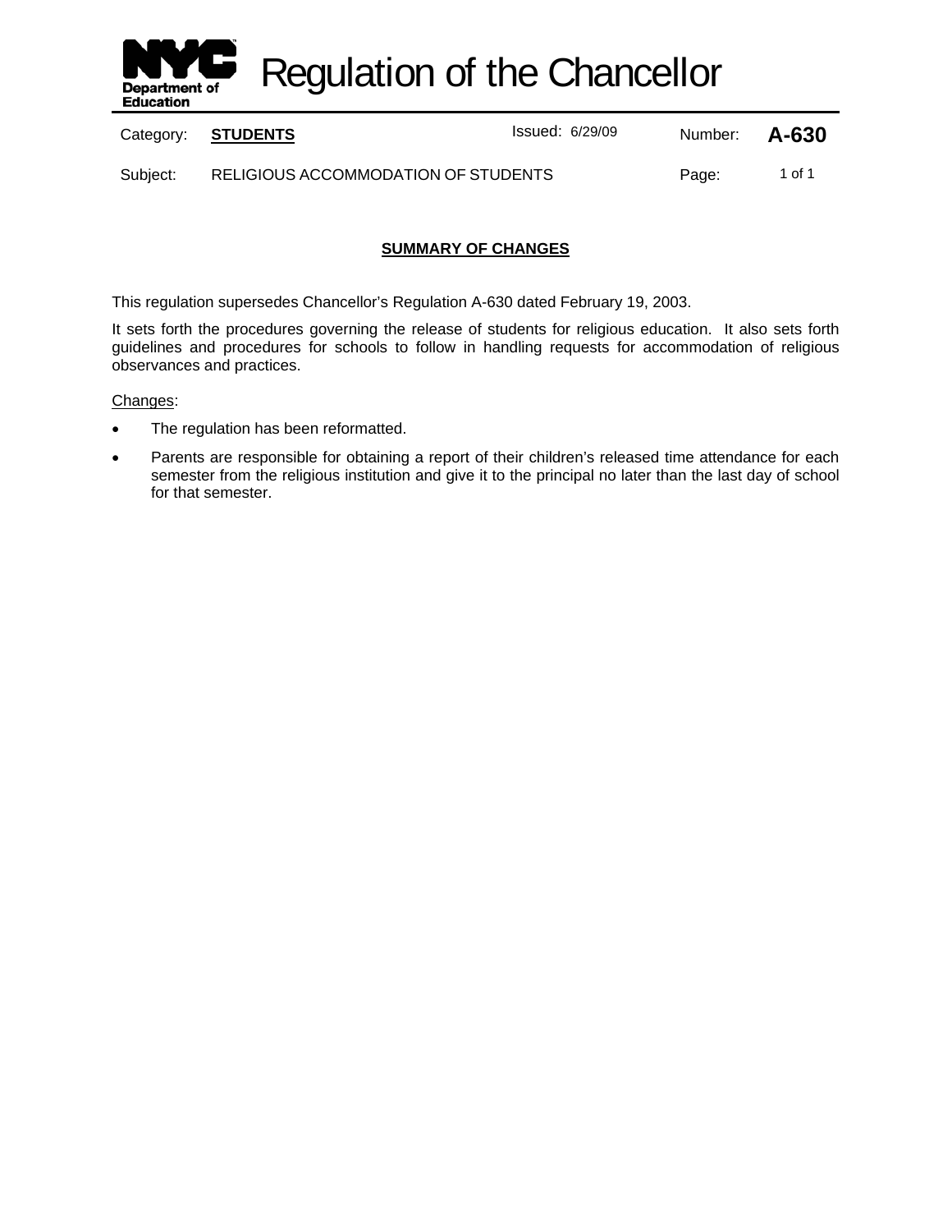# Regulation of the Chancellor

| Category: | **STUDENTS** | Issued: 6/29/09 | Number: | **A-630** |
|---|---|---|---|---|
| Subject: | RELIGIOUS ACCOMMODATION OF STUDENTS | | Page: | 1 of 1 |

## SUMMARY OF CHANGES

This regulation supersedes Chancellor's Regulation A-630 dated February 19, 2003.

It sets forth the procedures governing the release of students for religious education. It also sets forth guidelines and procedures for schools to follow in handling requests for accommodation of religious observances and practices.

Changes:

- The regulation has been reformatted.
- Parents are responsible for obtaining a report of their children's released time attendance for each semester from the religious institution and give it to the principal no later than the last day of school for that semester.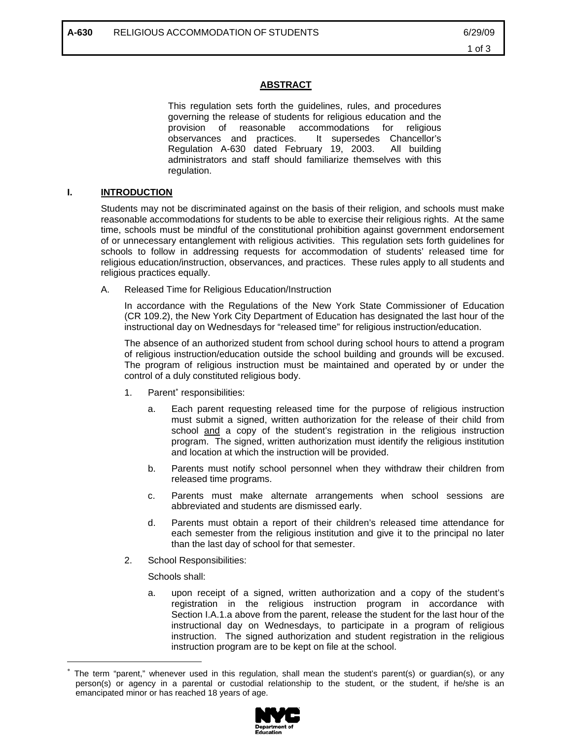## ABSTRACT

This regulation sets forth the guidelines, rules, and procedures governing the release of students for religious education and the provision of reasonable accommodations for religious observances and practices. It supersedes Chancellor's Regulation A-630 dated February 19, 2003. All building administrators and staff should familiarize themselves with this regulation.

## I. INTRODUCTION

Students may not be discriminated against on the basis of their religion, and schools must make reasonable accommodations for students to be able to exercise their religious rights. At the same time, schools must be mindful of the constitutional prohibition against government endorsement of or unnecessary entanglement with religious activities. This regulation sets forth guidelines for schools to follow in addressing requests for accommodation of students' released time for religious education/instruction, observances, and practices. These rules apply to all students and religious practices equally.

A. Released Time for Religious Education/Instruction

In accordance with the Regulations of the New York State Commissioner of Education (CR 109.2), the New York City Department of Education has designated the last hour of the instructional day on Wednesdays for "released time" for religious instruction/education.

The absence of an authorized student from school during school hours to attend a program of religious instruction/education outside the school building and grounds will be excused. The program of religious instruction must be maintained and operated by or under the control of a duly constituted religious body.

1. Parent[*] responsibilities:

   a. Each parent requesting released time for the purpose of religious instruction must submit a signed, written authorization for the release of their child from school and a copy of the student's registration in the religious instruction program. The signed, written authorization must identify the religious institution and location at which the instruction will be provided.

   b. Parents must notify school personnel when they withdraw their children from released time programs.

   c. Parents must make alternate arrangements when school sessions are abbreviated and students are dismissed early.

   d. Parents must obtain a report of their children's released time attendance for each semester from the religious institution and give it to the principal no later than the last day of school for that semester.

2. School Responsibilities:

   Schools shall:

   a. upon receipt of a signed, written authorization and a copy of the student's registration in the religious instruction program in accordance with Section I.A.1.a above from the parent, release the student for the last hour of the instructional day on Wednesdays, to participate in a program of religious instruction. The signed authorization and student registration in the religious instruction program are to be kept on file at the school.

---

[*] The term "parent," whenever used in this regulation, shall mean the student's parent(s) or guardian(s), or any person(s) or agency in a parental or custodial relationship to the student, or the student, if he/she is an emancipated minor or has reached 18 years of age.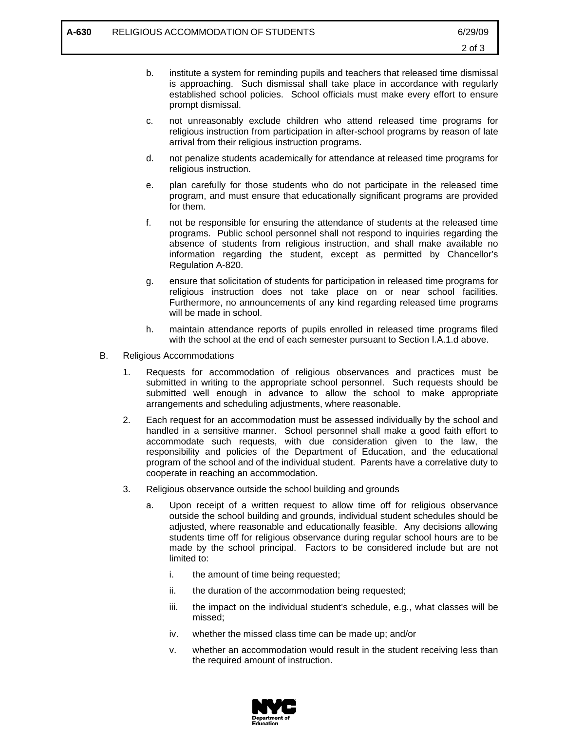b. institute a system for reminding pupils and teachers that released time dismissal is approaching. Such dismissal shall take place in accordance with regularly established school policies. School officials must make every effort to ensure prompt dismissal.

c. not unreasonably exclude children who attend released time programs for religious instruction from participation in after-school programs by reason of late arrival from their religious instruction programs.

d. not penalize students academically for attendance at released time programs for religious instruction.

e. plan carefully for those students who do not participate in the released time program, and must ensure that educationally significant programs are provided for them.

f. not be responsible for ensuring the attendance of students at the released time programs. Public school personnel shall not respond to inquiries regarding the absence of students from religious instruction, and shall make available no information regarding the student, except as permitted by Chancellor's Regulation A-820.

g. ensure that solicitation of students for participation in released time programs for religious instruction does not take place on or near school facilities. Furthermore, no announcements of any kind regarding released time programs will be made in school.

h. maintain attendance reports of pupils enrolled in released time programs filed with the school at the end of each semester pursuant to Section I.A.1.d above.

B. Religious Accommodations

1. Requests for accommodation of religious observances and practices must be submitted in writing to the appropriate school personnel. Such requests should be submitted well enough in advance to allow the school to make appropriate arrangements and scheduling adjustments, where reasonable.

2. Each request for an accommodation must be assessed individually by the school and handled in a sensitive manner. School personnel shall make a good faith effort to accommodate such requests, with due consideration given to the law, the responsibility and policies of the Department of Education, and the educational program of the school and of the individual student. Parents have a correlative duty to cooperate in reaching an accommodation.

3. Religious observance outside the school building and grounds

a. Upon receipt of a written request to allow time off for religious observance outside the school building and grounds, individual student schedules should be adjusted, where reasonable and educationally feasible. Any decisions allowing students time off for religious observance during regular school hours are to be made by the school principal. Factors to be considered include but are not limited to:

i. the amount of time being requested;

ii. the duration of the accommodation being requested;

iii. the impact on the individual student's schedule, e.g., what classes will be missed;

iv. whether the missed class time can be made up; and/or

v. whether an accommodation would result in the student receiving less than the required amount of instruction.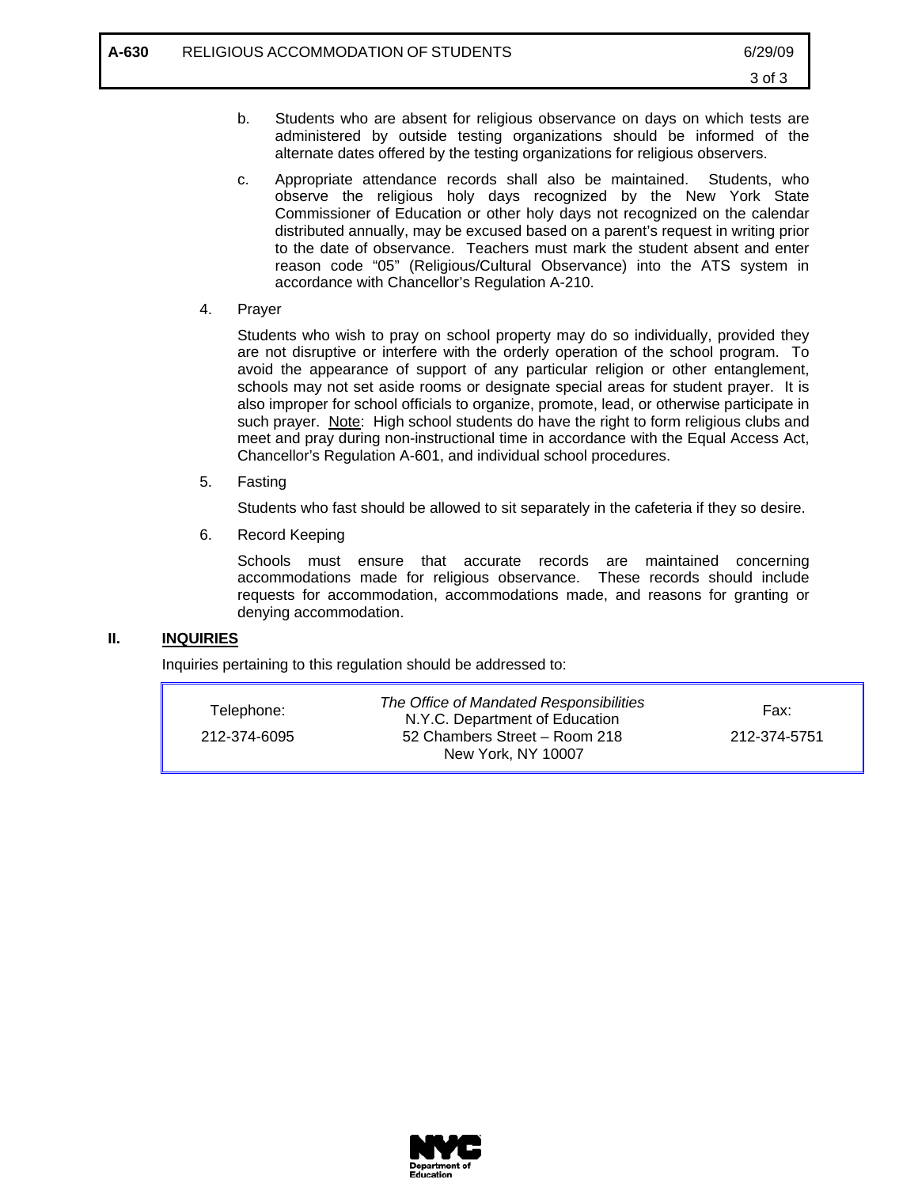b. Students who are absent for religious observance on days on which tests are administered by outside testing organizations should be informed of the alternate dates offered by the testing organizations for religious observers.

c. Appropriate attendance records shall also be maintained. Students, who observe the religious holy days recognized by the New York State Commissioner of Education or other holy days not recognized on the calendar distributed annually, may be excused based on a parent's request in writing prior to the date of observance. Teachers must mark the student absent and enter reason code "05" (Religious/Cultural Observance) into the ATS system in accordance with Chancellor's Regulation A-210.

4. Prayer

Students who wish to pray on school property may do so individually, provided they are not disruptive or interfere with the orderly operation of the school program. To avoid the appearance of support of any particular religion or other entanglement, schools may not set aside rooms or designate special areas for student prayer. It is also improper for school officials to organize, promote, lead, or otherwise participate in such prayer. Note: High school students do have the right to form religious clubs and meet and pray during non-instructional time in accordance with the Equal Access Act, Chancellor's Regulation A-601, and individual school procedures.

5. Fasting

Students who fast should be allowed to sit separately in the cafeteria if they so desire.

6. Record Keeping

Schools must ensure that accurate records are maintained concerning accommodations made for religious observance. These records should include requests for accommodation, accommodations made, and reasons for granting or denying accommodation.

## II. INQUIRIES

Inquiries pertaining to this regulation should be addressed to:

| | | |
|---|---|---|
| Telephone:<br>212-374-6095 | *The Office of Mandated Responsibilities*<br>N.Y.C. Department of Education<br>52 Chambers Street – Room 218<br>New York, NY 10007 | Fax:<br>212-374-5751 |